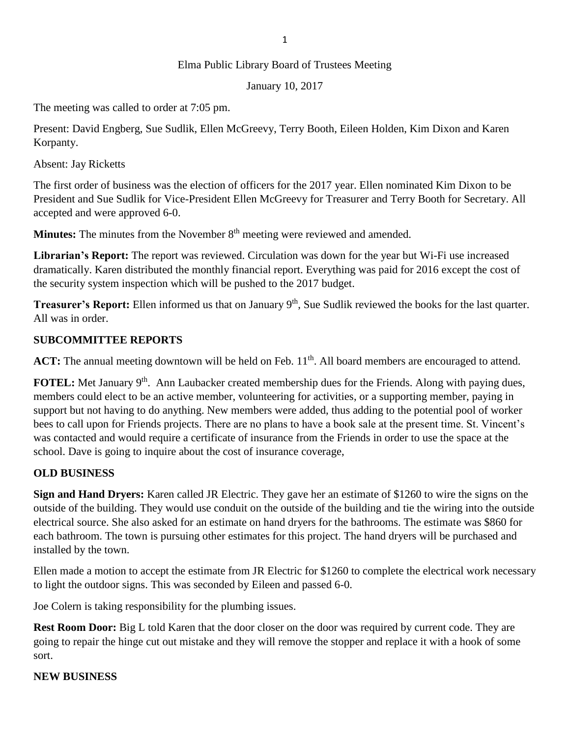Elma Public Library Board of Trustees Meeting

January 10, 2017

The meeting was called to order at 7:05 pm.

Present: David Engberg, Sue Sudlik, Ellen McGreevy, Terry Booth, Eileen Holden, Kim Dixon and Karen Korpanty.

Absent: Jay Ricketts

The first order of business was the election of officers for the 2017 year. Ellen nominated Kim Dixon to be President and Sue Sudlik for Vice-President Ellen McGreevy for Treasurer and Terry Booth for Secretary. All accepted and were approved 6-0.

**Minutes:** The minutes from the November 8th meeting were reviewed and amended.

**Librarian's Report:** The report was reviewed. Circulation was down for the year but Wi-Fi use increased dramatically. Karen distributed the monthly financial report. Everything was paid for 2016 except the cost of the security system inspection which will be pushed to the 2017 budget.

**Treasurer's Report:** Ellen informed us that on January 9th, Sue Sudlik reviewed the books for the last quarter. All was in order.

**SUBCOMMITTEE REPORTS**

**ACT:** The annual meeting downtown will be held on Feb. 11th. All board members are encouraged to attend.

**FOTEL:** Met January 9th. Ann Laubacker created membership dues for the Friends. Along with paying dues, members could elect to be an active member, volunteering for activities, or a supporting member, paying in support but not having to do anything. New members were added, thus adding to the potential pool of worker bees to call upon for Friends projects. There are no plans to have a book sale at the present time. St. Vincent's was contacted and would require a certificate of insurance from the Friends in order to use the space at the school. Dave is going to inquire about the cost of insurance coverage,

**OLD BUSINESS**

**Sign and Hand Dryers:** Karen called JR Electric. They gave her an estimate of $1260 to wire the signs on the outside of the building. They would use conduit on the outside of the building and tie the wiring into the outside electrical source. She also asked for an estimate on hand dryers for the bathrooms. The estimate was $860 for each bathroom. The town is pursuing other estimates for this project. The hand dryers will be purchased and installed by the town.

Ellen made a motion to accept the estimate from JR Electric for $1260 to complete the electrical work necessary to light the outdoor signs. This was seconded by Eileen and passed 6-0.

Joe Colern is taking responsibility for the plumbing issues.

**Rest Room Door:** Big L told Karen that the door closer on the door was required by current code. They are going to repair the hinge cut out mistake and they will remove the stopper and replace it with a hook of some sort.

**NEW BUSINESS**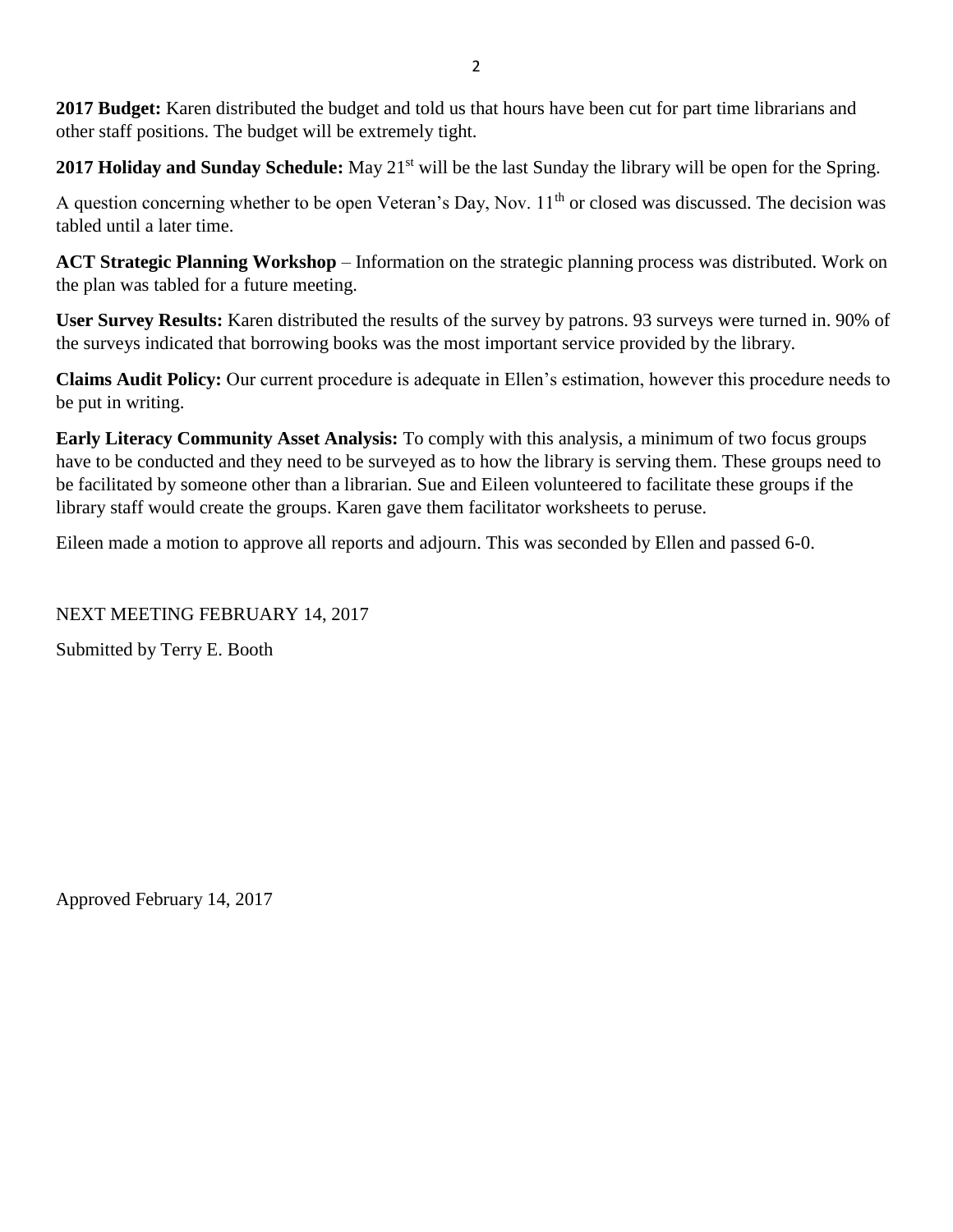**2017 Budget:** Karen distributed the budget and told us that hours have been cut for part time librarians and other staff positions. The budget will be extremely tight.

**2017 Holiday and Sunday Schedule:** May 21st will be the last Sunday the library will be open for the Spring.

A question concerning whether to be open Veteran's Day, Nov. 11th or closed was discussed. The decision was tabled until a later time.

**ACT Strategic Planning Workshop** – Information on the strategic planning process was distributed. Work on the plan was tabled for a future meeting.

**User Survey Results:** Karen distributed the results of the survey by patrons. 93 surveys were turned in. 90% of the surveys indicated that borrowing books was the most important service provided by the library.

**Claims Audit Policy:** Our current procedure is adequate in Ellen's estimation, however this procedure needs to be put in writing.

**Early Literacy Community Asset Analysis:** To comply with this analysis, a minimum of two focus groups have to be conducted and they need to be surveyed as to how the library is serving them. These groups need to be facilitated by someone other than a librarian. Sue and Eileen volunteered to facilitate these groups if the library staff would create the groups. Karen gave them facilitator worksheets to peruse.

Eileen made a motion to approve all reports and adjourn. This was seconded by Ellen and passed 6-0.

NEXT MEETING FEBRUARY 14, 2017

Submitted by Terry E. Booth

Approved February 14, 2017